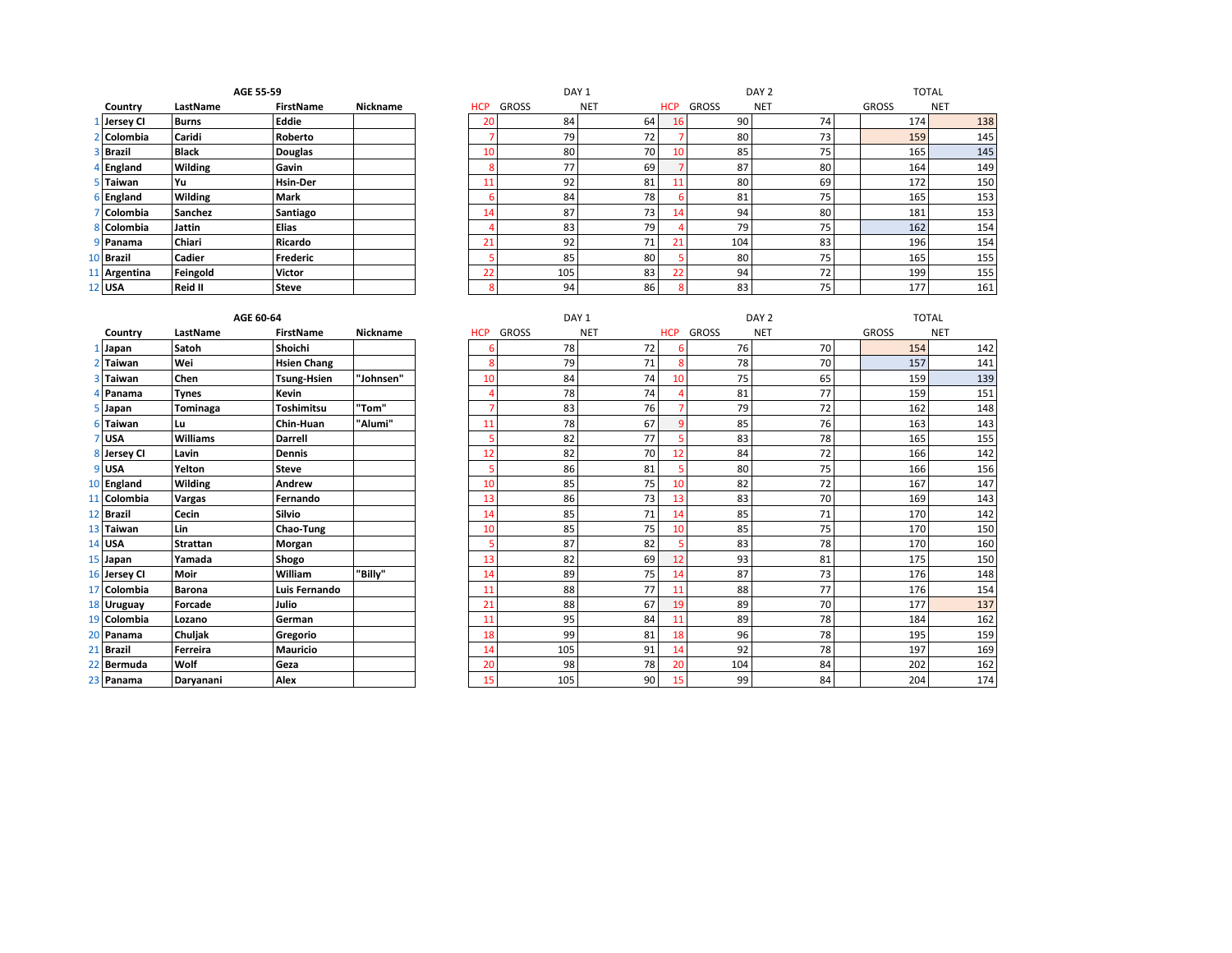## AGE 55-59

| # | Country | LastName | FirstName | Nickname | DAY 1 HCP | DAY 1 GROSS | DAY 1 NET | DAY 2 HCP | DAY 2 GROSS | DAY 2 NET | TOTAL GROSS | TOTAL NET |
|---|---|---|---|---|---|---|---|---|---|---|---|---|
| 1 | Jersey CI | Burns | Eddie | | 20 | 84 | 64 | 16 | 90 | 74 | 174 | 138 |
| 2 | Colombia | Caridi | Roberto | | 7 | 79 | 72 | 7 | 80 | 73 | 159 | 145 |
| 3 | Brazil | Black | Douglas | | 10 | 80 | 70 | 10 | 85 | 75 | 165 | 145 |
| 4 | England | Wilding | Gavin | | 8 | 77 | 69 | 7 | 87 | 80 | 164 | 149 |
| 5 | Taiwan | Yu | Hsin-Der | | 11 | 92 | 81 | 11 | 80 | 69 | 172 | 150 |
| 6 | England | Wilding | Mark | | 6 | 84 | 78 | 6 | 81 | 75 | 165 | 153 |
| 7 | Colombia | Sanchez | Santiago | | 14 | 87 | 73 | 14 | 94 | 80 | 181 | 153 |
| 8 | Colombia | Jattin | Elias | | 4 | 83 | 79 | 4 | 79 | 75 | 162 | 154 |
| 9 | Panama | Chiari | Ricardo | | 21 | 92 | 71 | 21 | 104 | 83 | 196 | 154 |
| 10 | Brazil | Cadier | Frederic | | 5 | 85 | 80 | 5 | 80 | 75 | 165 | 155 |
| 11 | Argentina | Feingold | Victor | | 22 | 105 | 83 | 22 | 94 | 72 | 199 | 155 |
| 12 | USA | Reid II | Steve | | 8 | 94 | 86 | 8 | 83 | 75 | 177 | 161 |

## AGE 60-64

| # | Country | LastName | FirstName | Nickname | DAY 1 HCP | DAY 1 GROSS | DAY 1 NET | DAY 2 HCP | DAY 2 GROSS | DAY 2 NET | TOTAL GROSS | TOTAL NET |
|---|---|---|---|---|---|---|---|---|---|---|---|---|
| 1 | Japan | Satoh | Shoichi | | 6 | 78 | 72 | 6 | 76 | 70 | 154 | 142 |
| 2 | Taiwan | Wei | Hsien Chang | | 8 | 79 | 71 | 8 | 78 | 70 | 157 | 141 |
| 3 | Taiwan | Chen | Tsung-Hsien | "Johnsen" | 10 | 84 | 74 | 10 | 75 | 65 | 159 | 139 |
| 4 | Panama | Tynes | Kevin | | 4 | 78 | 74 | 4 | 81 | 77 | 159 | 151 |
| 5 | Japan | Tominaga | Toshimitsu | "Tom" | 7 | 83 | 76 | 7 | 79 | 72 | 162 | 148 |
| 6 | Taiwan | Lu | Chin-Huan | "Alumi" | 11 | 78 | 67 | 9 | 85 | 76 | 163 | 143 |
| 7 | USA | Williams | Darrell | | 5 | 82 | 77 | 5 | 83 | 78 | 165 | 155 |
| 8 | Jersey CI | Lavin | Dennis | | 12 | 82 | 70 | 12 | 84 | 72 | 166 | 142 |
| 9 | USA | Yelton | Steve | | 5 | 86 | 81 | 5 | 80 | 75 | 166 | 156 |
| 10 | England | Wilding | Andrew | | 10 | 85 | 75 | 10 | 82 | 72 | 167 | 147 |
| 11 | Colombia | Vargas | Fernando | | 13 | 86 | 73 | 13 | 83 | 70 | 169 | 143 |
| 12 | Brazil | Cecin | Silvio | | 14 | 85 | 71 | 14 | 85 | 71 | 170 | 142 |
| 13 | Taiwan | Lin | Chao-Tung | | 10 | 85 | 75 | 10 | 85 | 75 | 170 | 150 |
| 14 | USA | Strattan | Morgan | | 5 | 87 | 82 | 5 | 83 | 78 | 170 | 160 |
| 15 | Japan | Yamada | Shogo | | 13 | 82 | 69 | 12 | 93 | 81 | 175 | 150 |
| 16 | Jersey CI | Moir | William | "Billy" | 14 | 89 | 75 | 14 | 87 | 73 | 176 | 148 |
| 17 | Colombia | Barona | Luis Fernando | | 11 | 88 | 77 | 11 | 88 | 77 | 176 | 154 |
| 18 | Uruguay | Forcade | Julio | | 21 | 88 | 67 | 19 | 89 | 70 | 177 | 137 |
| 19 | Colombia | Lozano | German | | 11 | 95 | 84 | 11 | 89 | 78 | 184 | 162 |
| 20 | Panama | Chuljak | Gregorio | | 18 | 99 | 81 | 18 | 96 | 78 | 195 | 159 |
| 21 | Brazil | Ferreira | Mauricio | | 14 | 105 | 91 | 14 | 92 | 78 | 197 | 169 |
| 22 | Bermuda | Wolf | Geza | | 20 | 98 | 78 | 20 | 104 | 84 | 202 | 162 |
| 23 | Panama | Daryanani | Alex | | 15 | 105 | 90 | 15 | 99 | 84 | 204 | 174 |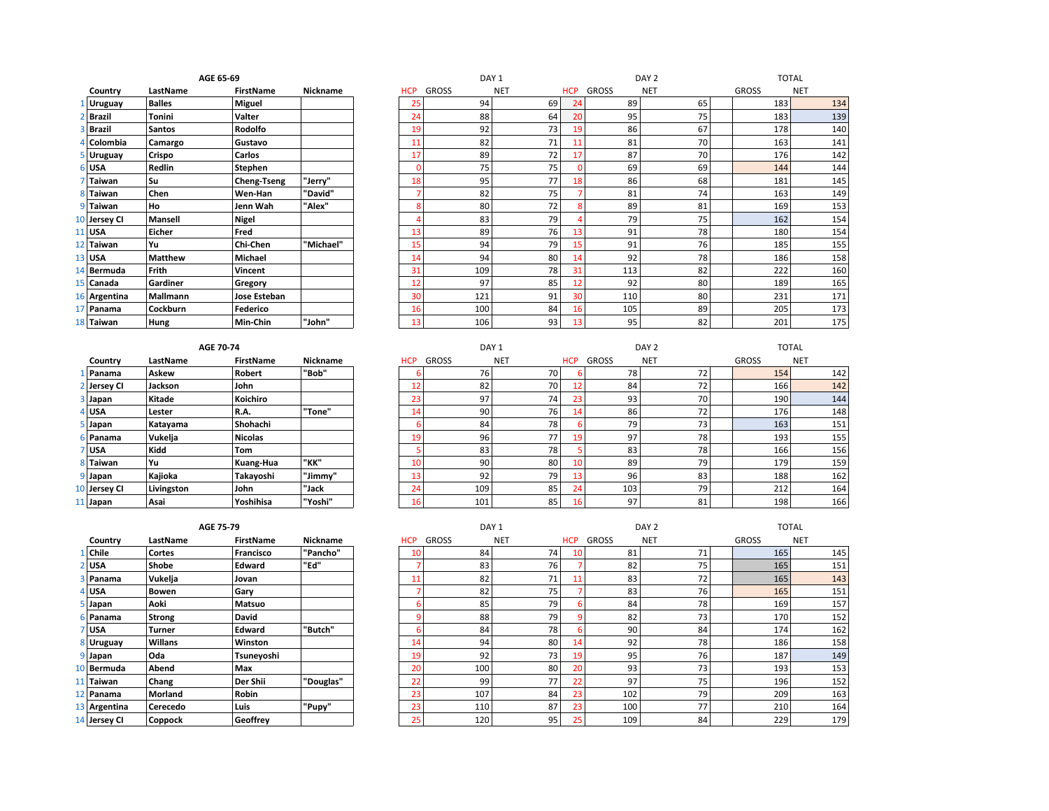## AGE 65-69

| # | Country | LastName | FirstName | Nickname | DAY 1 HCP | DAY 1 GROSS | DAY 1 NET | DAY 2 HCP | DAY 2 GROSS | DAY 2 NET | TOTAL GROSS | TOTAL NET |
|---|---|---|---|---|---|---|---|---|---|---|---|---|
| 1 | Uruguay | Balles | Miguel | | 25 | 94 | 69 | 24 | 89 | 65 | 183 | 134 |
| 2 | Brazil | Tonini | Valter | | 24 | 88 | 64 | 20 | 95 | 75 | 183 | 139 |
| 3 | Brazil | Santos | Rodolfo | | 19 | 92 | 73 | 19 | 86 | 67 | 178 | 140 |
| 4 | Colombia | Camargo | Gustavo | | 11 | 82 | 71 | 11 | 81 | 70 | 163 | 141 |
| 5 | Uruguay | Crispo | Carlos | | 17 | 89 | 72 | 17 | 87 | 70 | 176 | 142 |
| 6 | USA | Redlin | Stephen | | 0 | 75 | 75 | 0 | 69 | 69 | 144 | 144 |
| 7 | Taiwan | Su | Cheng-Tseng | "Jerry" | 18 | 95 | 77 | 18 | 86 | 68 | 181 | 145 |
| 8 | Taiwan | Chen | Wen-Han | "David" | 7 | 82 | 75 | 7 | 81 | 74 | 163 | 149 |
| 9 | Taiwan | Ho | Jenn Wah | "Alex" | 8 | 80 | 72 | 8 | 89 | 81 | 169 | 153 |
| 10 | Jersey CI | Mansell | Nigel | | 4 | 83 | 79 | 4 | 79 | 75 | 162 | 154 |
| 11 | USA | Eicher | Fred | | 13 | 89 | 76 | 13 | 91 | 78 | 180 | 154 |
| 12 | Taiwan | Yu | Chi-Chen | "Michael" | 15 | 94 | 79 | 15 | 91 | 76 | 185 | 155 |
| 13 | USA | Matthew | Michael | | 14 | 94 | 80 | 14 | 92 | 78 | 186 | 158 |
| 14 | Bermuda | Frith | Vincent | | 31 | 109 | 78 | 31 | 113 | 82 | 222 | 160 |
| 15 | Canada | Gardiner | Gregory | | 12 | 97 | 85 | 12 | 92 | 80 | 189 | 165 |
| 16 | Argentina | Mallmann | Jose Esteban | | 30 | 121 | 91 | 30 | 110 | 80 | 231 | 171 |
| 17 | Panama | Cockburn | Federico | | 16 | 100 | 84 | 16 | 105 | 89 | 205 | 173 |
| 18 | Taiwan | Hung | Min-Chin | "John" | 13 | 106 | 93 | 13 | 95 | 82 | 201 | 175 |

## AGE 70-74

| # | Country | LastName | FirstName | Nickname | DAY 1 HCP | DAY 1 GROSS | DAY 1 NET | DAY 2 HCP | DAY 2 GROSS | DAY 2 NET | TOTAL GROSS | TOTAL NET |
|---|---|---|---|---|---|---|---|---|---|---|---|---|
| 1 | Panama | Askew | Robert | "Bob" | 6 | 76 | 70 | 6 | 78 | 72 | 154 | 142 |
| 2 | Jersey CI | Jackson | John | | 12 | 82 | 70 | 12 | 84 | 72 | 166 | 142 |
| 3 | Japan | Kitade | Koichiro | | 23 | 97 | 74 | 23 | 93 | 70 | 190 | 144 |
| 4 | USA | Lester | R.A. | "Tone" | 14 | 90 | 76 | 14 | 86 | 72 | 176 | 148 |
| 5 | Japan | Katayama | Shohachi | | 6 | 84 | 78 | 6 | 79 | 73 | 163 | 151 |
| 6 | Panama | Vukelja | Nicolas | | 19 | 96 | 77 | 19 | 97 | 78 | 193 | 155 |
| 7 | USA | Kidd | Tom | | 5 | 83 | 78 | 5 | 83 | 78 | 166 | 156 |
| 8 | Taiwan | Yu | Kuang-Hua | "KK" | 10 | 90 | 80 | 10 | 89 | 79 | 179 | 159 |
| 9 | Japan | Kajioka | Takayoshi | "Jimmy" | 13 | 92 | 79 | 13 | 96 | 83 | 188 | 162 |
| 10 | Jersey CI | Livingston | John | "Jack | 24 | 109 | 85 | 24 | 103 | 79 | 212 | 164 |
| 11 | Japan | Asai | Yoshihisa | "Yoshi" | 16 | 101 | 85 | 16 | 97 | 81 | 198 | 166 |

## AGE 75-79

| # | Country | LastName | FirstName | Nickname | DAY 1 HCP | DAY 1 GROSS | DAY 1 NET | DAY 2 HCP | DAY 2 GROSS | DAY 2 NET | TOTAL GROSS | TOTAL NET |
|---|---|---|---|---|---|---|---|---|---|---|---|---|
| 1 | Chile | Cortes | Francisco | "Pancho" | 10 | 84 | 74 | 10 | 81 | 71 | 165 | 145 |
| 2 | USA | Shobe | Edward | "Ed" | 7 | 83 | 76 | 7 | 82 | 75 | 165 | 151 |
| 3 | Panama | Vukelja | Jovan | | 11 | 82 | 71 | 11 | 83 | 72 | 165 | 143 |
| 4 | USA | Bowen | Gary | | 7 | 82 | 75 | 7 | 83 | 76 | 165 | 151 |
| 5 | Japan | Aoki | Matsuo | | 6 | 85 | 79 | 6 | 84 | 78 | 169 | 157 |
| 6 | Panama | Strong | David | | 9 | 88 | 79 | 9 | 82 | 73 | 170 | 152 |
| 7 | USA | Turner | Edward | "Butch" | 6 | 84 | 78 | 6 | 90 | 84 | 174 | 162 |
| 8 | Uruguay | Willans | Winston | | 14 | 94 | 80 | 14 | 92 | 78 | 186 | 158 |
| 9 | Japan | Oda | Tsuneyoshi | | 19 | 92 | 73 | 19 | 95 | 76 | 187 | 149 |
| 10 | Bermuda | Abend | Max | | 20 | 100 | 80 | 20 | 93 | 73 | 193 | 153 |
| 11 | Taiwan | Chang | Der Shii | "Douglas" | 22 | 99 | 77 | 22 | 97 | 75 | 196 | 152 |
| 12 | Panama | Morland | Robin | | 23 | 107 | 84 | 23 | 102 | 79 | 209 | 163 |
| 13 | Argentina | Cerecedo | Luis | "Pupy" | 23 | 110 | 87 | 23 | 100 | 77 | 210 | 164 |
| 14 | Jersey CI | Coppock | Geoffrey | | 25 | 120 | 95 | 25 | 109 | 84 | 229 | 179 |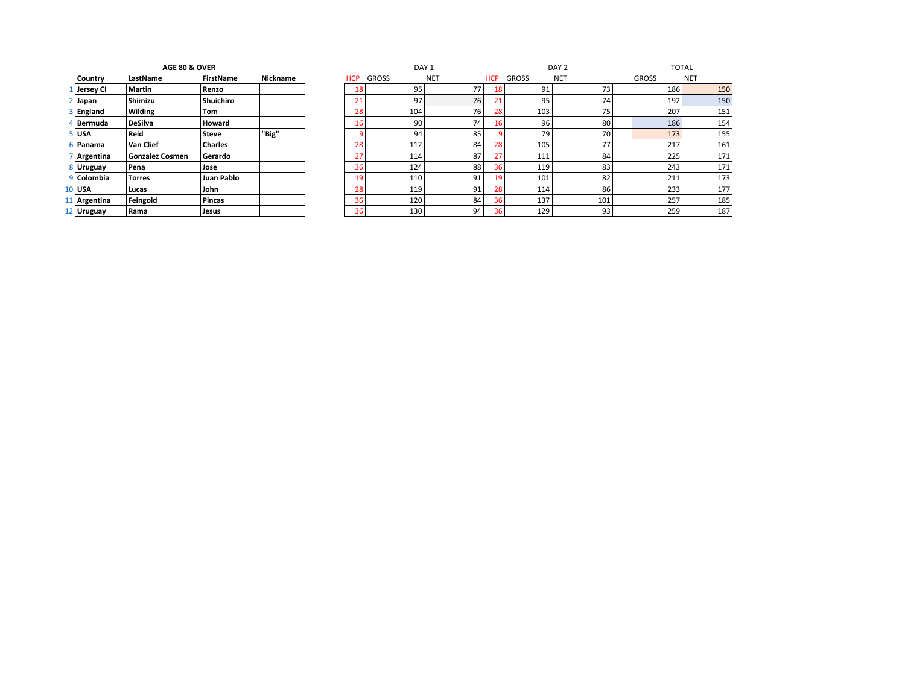| | AGE 80 & OVER | | | | DAY 1 | | | DAY 2 | | | TOTAL | |
|---|---|---|---|---|---|---|---|---|---|---|---|---|
| | Country | LastName | FirstName | Nickname | HCP | GROSS | NET | HCP | GROSS | NET | GROSS | NET |
| 1 | Jersey CI | Martin | Renzo | | 18 | 95 | 77 | 18 | 91 | 73 | 186 | 150 |
| 2 | Japan | Shimizu | Shuichiro | | 21 | 97 | 76 | 21 | 95 | 74 | 192 | 150 |
| 3 | England | Wilding | Tom | | 28 | 104 | 76 | 28 | 103 | 75 | 207 | 151 |
| 4 | Bermuda | DeSilva | Howard | | 16 | 90 | 74 | 16 | 96 | 80 | 186 | 154 |
| 5 | USA | Reid | Steve | "Big" | 9 | 94 | 85 | 9 | 79 | 70 | 173 | 155 |
| 6 | Panama | Van Clief | Charles | | 28 | 112 | 84 | 28 | 105 | 77 | 217 | 161 |
| 7 | Argentina | Gonzalez Cosmen | Gerardo | | 27 | 114 | 87 | 27 | 111 | 84 | 225 | 171 |
| 8 | Uruguay | Pena | Jose | | 36 | 124 | 88 | 36 | 119 | 83 | 243 | 171 |
| 9 | Colombia | Torres | Juan Pablo | | 19 | 110 | 91 | 19 | 101 | 82 | 211 | 173 |
| 10 | USA | Lucas | John | | 28 | 119 | 91 | 28 | 114 | 86 | 233 | 177 |
| 11 | Argentina | Feingold | Pincas | | 36 | 120 | 84 | 36 | 137 | 101 | 257 | 185 |
| 12 | Uruguay | Rama | Jesus | | 36 | 130 | 94 | 36 | 129 | 93 | 259 | 187 |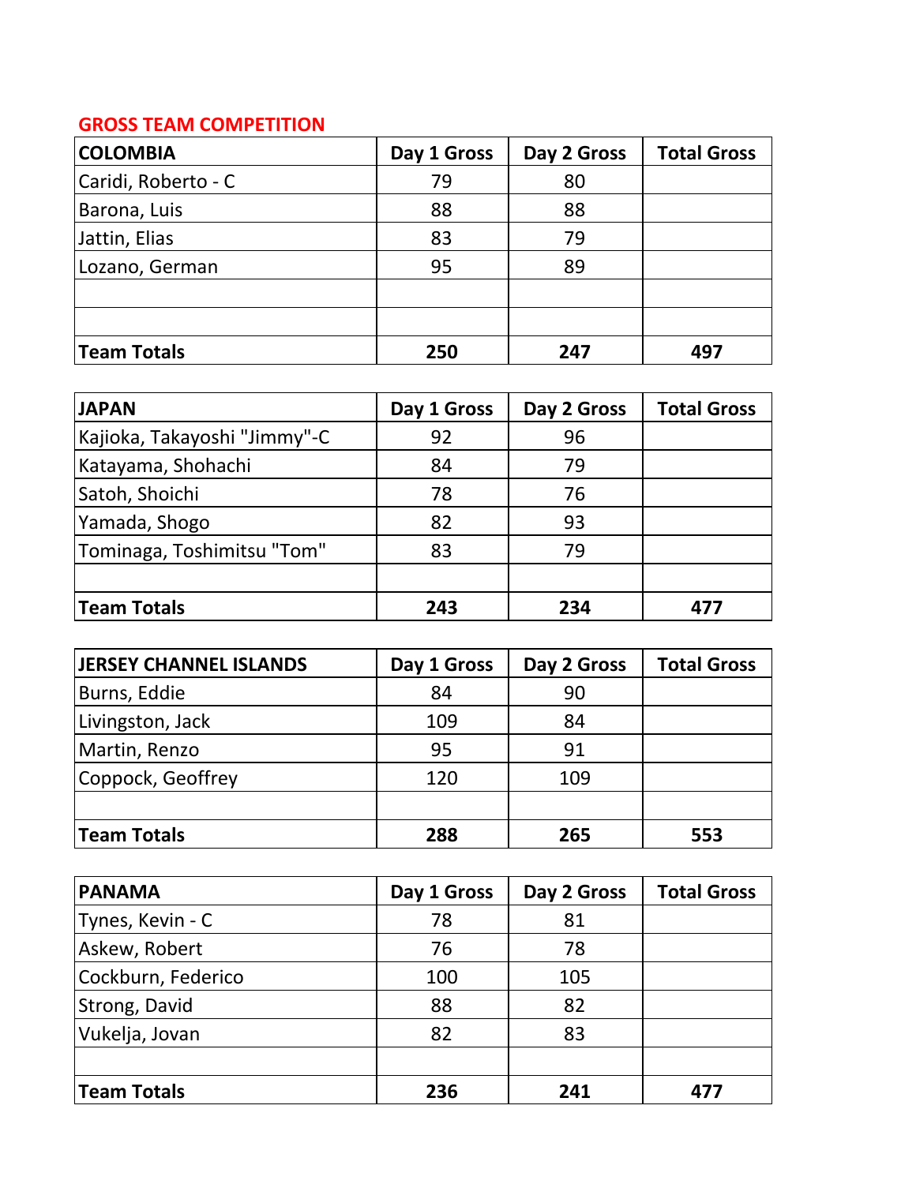## GROSS TEAM COMPETITION

| COLOMBIA | Day 1 Gross | Day 2 Gross | Total Gross |
|---|---|---|---|
| Caridi, Roberto - C | 79 | 80 | |
| Barona, Luis | 88 | 88 | |
| Jattin, Elias | 83 | 79 | |
| Lozano, German | 95 | 89 | |
| | | | |
| | | | |
| **Team Totals** | **250** | **247** | **497** |

| JAPAN | Day 1 Gross | Day 2 Gross | Total Gross |
|---|---|---|---|
| Kajioka, Takayoshi "Jimmy"-C | 92 | 96 | |
| Katayama, Shohachi | 84 | 79 | |
| Satoh, Shoichi | 78 | 76 | |
| Yamada, Shogo | 82 | 93 | |
| Tominaga, Toshimitsu "Tom" | 83 | 79 | |
| | | | |
| **Team Totals** | **243** | **234** | **477** |

| JERSEY CHANNEL ISLANDS | Day 1 Gross | Day 2 Gross | Total Gross |
|---|---|---|---|
| Burns, Eddie | 84 | 90 | |
| Livingston, Jack | 109 | 84 | |
| Martin, Renzo | 95 | 91 | |
| Coppock, Geoffrey | 120 | 109 | |
| | | | |
| **Team Totals** | **288** | **265** | **553** |

| PANAMA | Day 1 Gross | Day 2 Gross | Total Gross |
|---|---|---|---|
| Tynes, Kevin - C | 78 | 81 | |
| Askew, Robert | 76 | 78 | |
| Cockburn, Federico | 100 | 105 | |
| Strong, David | 88 | 82 | |
| Vukelja, Jovan | 82 | 83 | |
| | | | |
| **Team Totals** | **236** | **241** | **477** |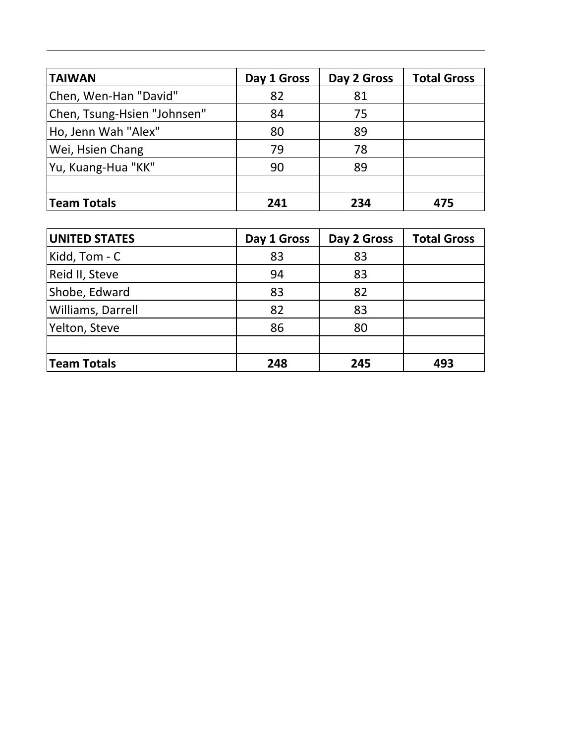| TAIWAN | Day 1 Gross | Day 2 Gross | Total Gross |
|---|---|---|---|
| Chen, Wen-Han "David" | 82 | 81 | |
| Chen, Tsung-Hsien "Johnsen" | 84 | 75 | |
| Ho, Jenn Wah "Alex" | 80 | 89 | |
| Wei, Hsien Chang | 79 | 78 | |
| Yu, Kuang-Hua "KK" | 90 | 89 | |
| | | | |
| **Team Totals** | **241** | **234** | **475** |

| UNITED STATES | Day 1 Gross | Day 2 Gross | Total Gross |
|---|---|---|---|
| Kidd, Tom - C | 83 | 83 | |
| Reid II, Steve | 94 | 83 | |
| Shobe, Edward | 83 | 82 | |
| Williams, Darrell | 82 | 83 | |
| Yelton, Steve | 86 | 80 | |
| | | | |
| **Team Totals** | **248** | **245** | **493** |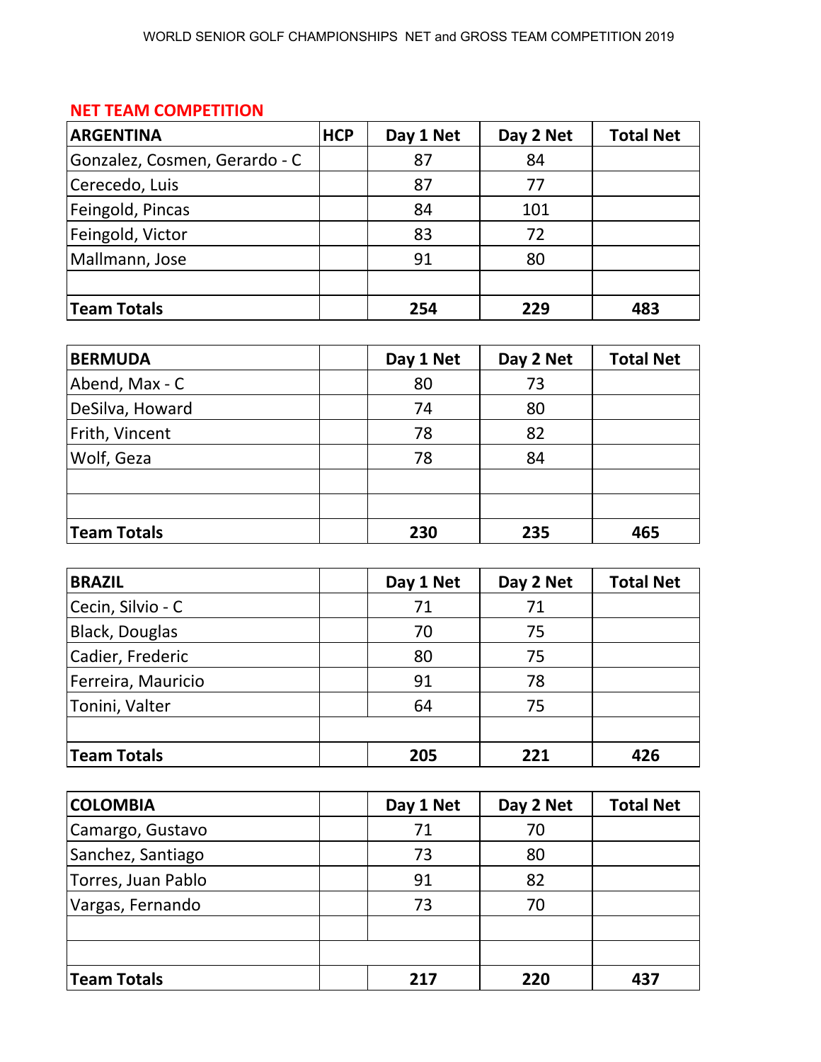WORLD SENIOR GOLF CHAMPIONSHIPS NET and GROSS TEAM COMPETITION 2019

## NET TEAM COMPETITION

| ARGENTINA | HCP | Day 1 Net | Day 2 Net | Total Net |
|---|---|---|---|---|
| Gonzalez, Cosmen, Gerardo - C | | 87 | 84 | |
| Cerecedo, Luis | | 87 | 77 | |
| Feingold, Pincas | | 84 | 101 | |
| Feingold, Victor | | 83 | 72 | |
| Mallmann, Jose | | 91 | 80 | |
| | | | | |
| **Team Totals** | | **254** | **229** | **483** |

| BERMUDA | | Day 1 Net | Day 2 Net | Total Net |
|---|---|---|---|---|
| Abend, Max - C | | 80 | 73 | |
| DeSilva, Howard | | 74 | 80 | |
| Frith, Vincent | | 78 | 82 | |
| Wolf, Geza | | 78 | 84 | |
| | | | | |
| | | | | |
| **Team Totals** | | **230** | **235** | **465** |

| BRAZIL | | Day 1 Net | Day 2 Net | Total Net |
|---|---|---|---|---|
| Cecin, Silvio - C | | 71 | 71 | |
| Black, Douglas | | 70 | 75 | |
| Cadier, Frederic | | 80 | 75 | |
| Ferreira, Mauricio | | 91 | 78 | |
| Tonini, Valter | | 64 | 75 | |
| | | | | |
| **Team Totals** | | **205** | **221** | **426** |

| COLOMBIA | | Day 1 Net | Day 2 Net | Total Net |
|---|---|---|---|---|
| Camargo, Gustavo | | 71 | 70 | |
| Sanchez, Santiago | | 73 | 80 | |
| Torres, Juan Pablo | | 91 | 82 | |
| Vargas, Fernando | | 73 | 70 | |
| | | | | |
| | | | | |
| **Team Totals** | | **217** | **220** | **437** |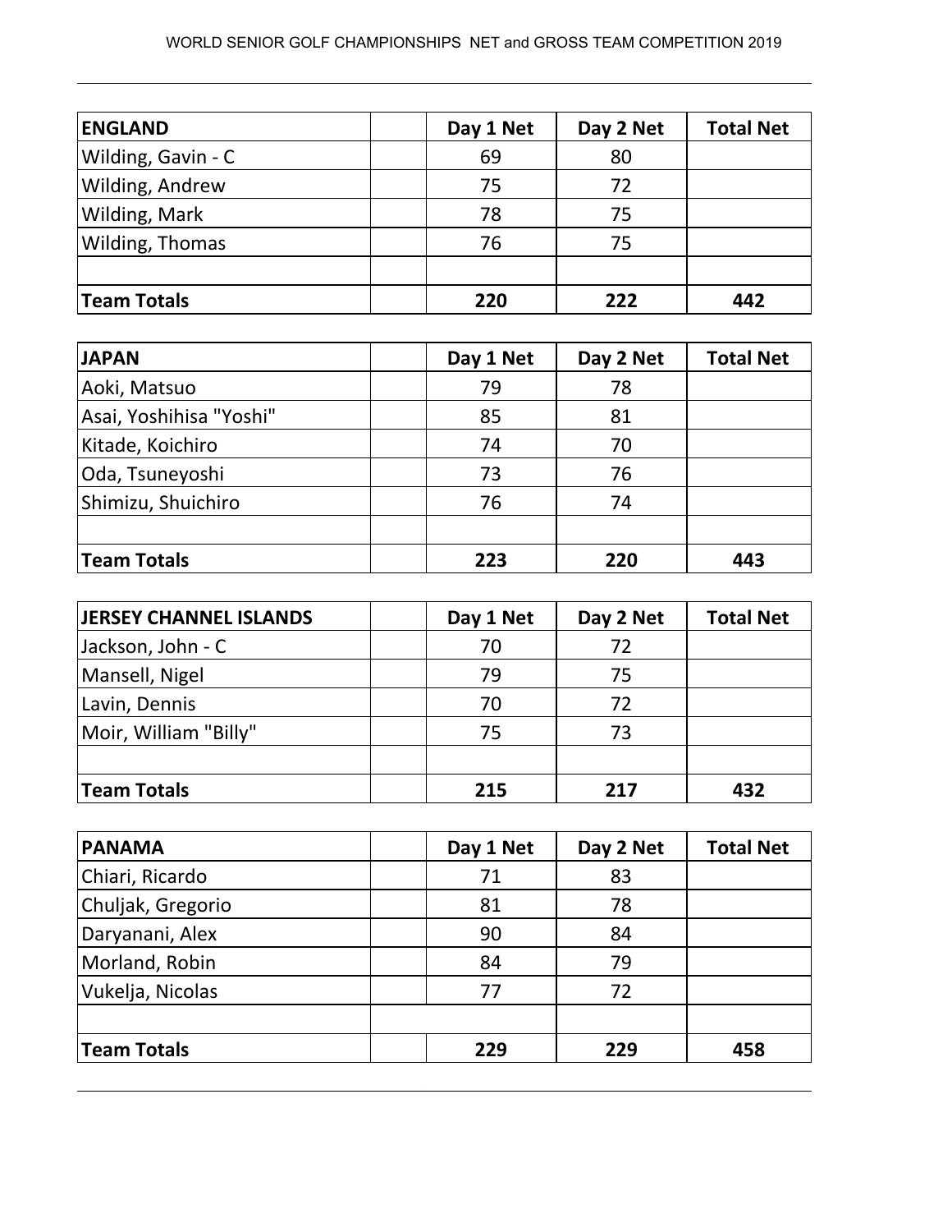WORLD SENIOR GOLF CHAMPIONSHIPS NET and GROSS TEAM COMPETITION 2019

| ENGLAND | | Day 1 Net | Day 2 Net | Total Net |
|---|---|---|---|---|
| Wilding, Gavin - C | | 69 | 80 | |
| Wilding, Andrew | | 75 | 72 | |
| Wilding, Mark | | 78 | 75 | |
| Wilding, Thomas | | 76 | 75 | |
| | | | | |
| **Team Totals** | | **220** | **222** | **442** |

| JAPAN | | Day 1 Net | Day 2 Net | Total Net |
|---|---|---|---|---|
| Aoki, Matsuo | | 79 | 78 | |
| Asai, Yoshihisa "Yoshi" | | 85 | 81 | |
| Kitade, Koichiro | | 74 | 70 | |
| Oda, Tsuneyoshi | | 73 | 76 | |
| Shimizu, Shuichiro | | 76 | 74 | |
| | | | | |
| **Team Totals** | | **223** | **220** | **443** |

| JERSEY CHANNEL ISLANDS | | Day 1 Net | Day 2 Net | Total Net |
|---|---|---|---|---|
| Jackson, John - C | | 70 | 72 | |
| Mansell, Nigel | | 79 | 75 | |
| Lavin, Dennis | | 70 | 72 | |
| Moir, William "Billy" | | 75 | 73 | |
| | | | | |
| **Team Totals** | | **215** | **217** | **432** |

| PANAMA | | Day 1 Net | Day 2 Net | Total Net |
|---|---|---|---|---|
| Chiari, Ricardo | | 71 | 83 | |
| Chuljak, Gregorio | | 81 | 78 | |
| Daryanani, Alex | | 90 | 84 | |
| Morland, Robin | | 84 | 79 | |
| Vukelja, Nicolas | | 77 | 72 | |
| | | | | |
| **Team Totals** | | **229** | **229** | **458** |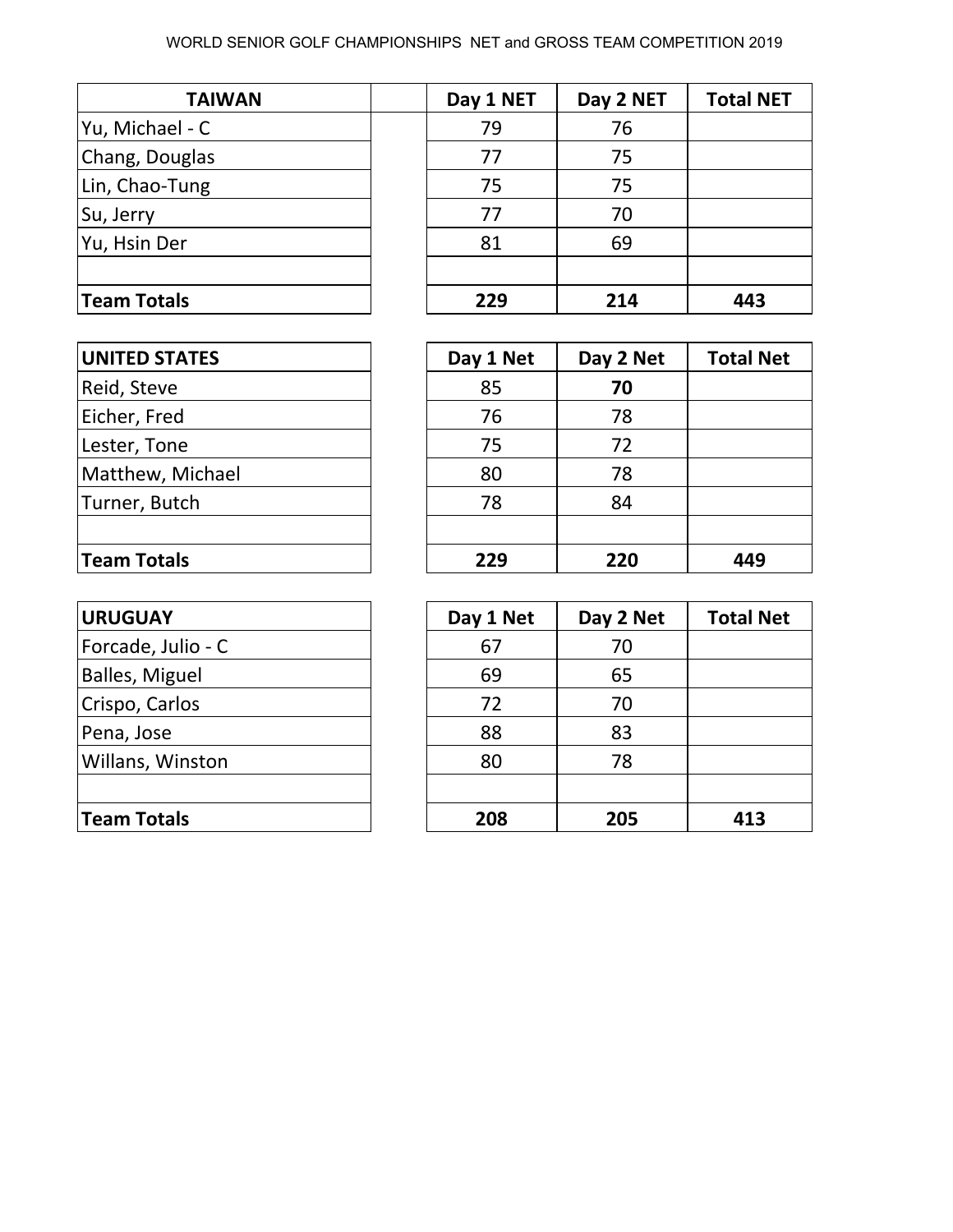WORLD SENIOR GOLF CHAMPIONSHIPS NET and GROSS TEAM COMPETITION 2019

| TAIWAN | | Day 1 NET | Day 2 NET | Total NET |
|---|---|---|---|---|
| Yu, Michael - C | | 79 | 76 | |
| Chang, Douglas | | 77 | 75 | |
| Lin, Chao-Tung | | 75 | 75 | |
| Su, Jerry | | 77 | 70 | |
| Yu, Hsin Der | | 81 | 69 | |
| | | | | |
| **Team Totals** | | **229** | **214** | **443** |

| UNITED STATES | | Day 1 Net | Day 2 Net | Total Net |
|---|---|---|---|---|
| Reid, Steve | | 85 | **70** | |
| Eicher, Fred | | 76 | 78 | |
| Lester, Tone | | 75 | 72 | |
| Matthew, Michael | | 80 | 78 | |
| Turner, Butch | | 78 | 84 | |
| | | | | |
| **Team Totals** | | **229** | **220** | **449** |

| URUGUAY | | Day 1 Net | Day 2 Net | Total Net |
|---|---|---|---|---|
| Forcade, Julio - C | | 67 | 70 | |
| Balles, Miguel | | 69 | 65 | |
| Crispo, Carlos | | 72 | 70 | |
| Pena, Jose | | 88 | 83 | |
| Willans, Winston | | 80 | 78 | |
| | | | | |
| **Team Totals** | | **208** | **205** | **413** |